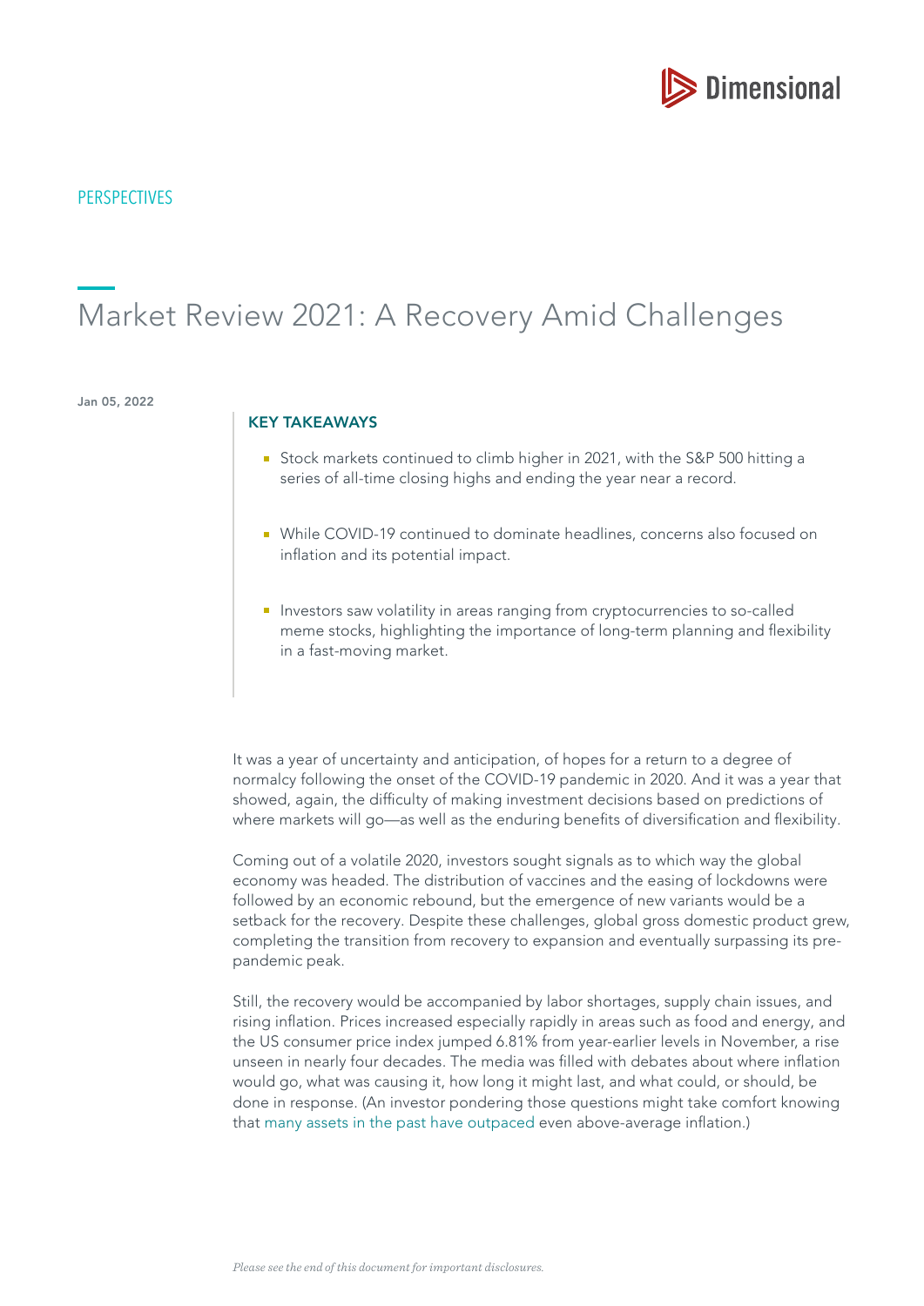PERSPECTIVES

# Market Review 2021: A Recovery Amid Challenges

Jan 05, 2022

## KEY TAKEAWAYS

- Stock markets continued to climb higher in 2021, with the S&P 500 hitting a series of all-time closing highs and ending the year near a record.
- While COVID-19 continued to dominate headlines, concerns also focused on inflation and its potential impact.
- Investors saw volatility in areas ranging from cryptocurrencies to so-called meme stocks, highlighting the importance of long-term planning and flexibility in a fast-moving market.

It was a year of uncertainty and anticipation, of hopes for a return to a degree of normalcy following the onset of the COVID-19 pandemic in 2020. And it was a year that showed, again, the difficulty of making investment decisions based on predictions of where markets will go—as well as the enduring benefits of diversification and flexibility.

Coming out of a volatile 2020, investors sought signals as to which way the global economy was headed. The distribution of vaccines and the easing of lockdowns were followed by an economic rebound, but the emergence of new variants would be a setback for the recovery. Despite these challenges, global gross domestic product grew, completing the transition from recovery to expansion and eventually surpassing its pre-pandemic peak.

Still, the recovery would be accompanied by labor shortages, supply chain issues, and rising inflation. Prices increased especially rapidly in areas such as food and energy, and the US consumer price index jumped 6.81% from year-earlier levels in November, a rise unseen in nearly four decades. The media was filled with debates about where inflation would go, what was causing it, how long it might last, and what could, or should, be done in response. (An investor pondering those questions might take comfort knowing that many assets in the past have outpaced even above-average inflation.)

*Please see the end of this document for important disclosures.*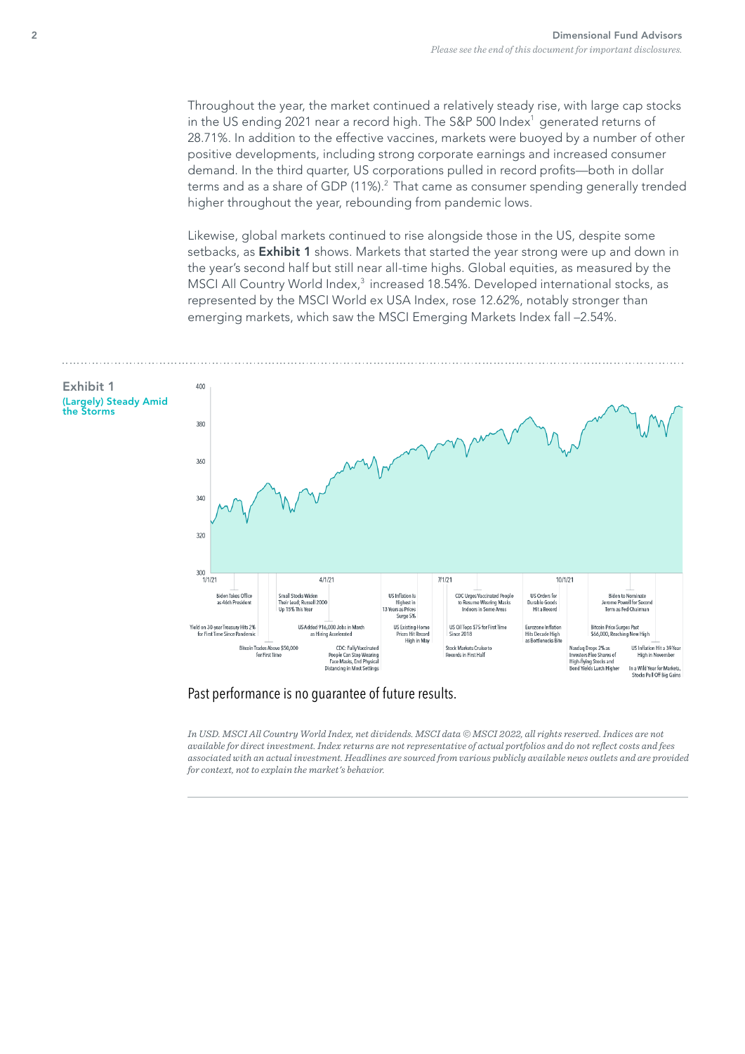Throughout the year, the market continued a relatively steady rise, with large cap stocks in the US ending 2021 near a record high. The S&P 500 Index[1] generated returns of 28.71%. In addition to the effective vaccines, markets were buoyed by a number of other positive developments, including strong corporate earnings and increased consumer demand. In the third quarter, US corporations pulled in record profits—both in dollar terms and as a share of GDP (11%).[2] That came as consumer spending generally trended higher throughout the year, rebounding from pandemic lows.

Likewise, global markets continued to rise alongside those in the US, despite some setbacks, as **Exhibit 1** shows. Markets that started the year strong were up and down in the year's second half but still near all-time highs. Global equities, as measured by the MSCI All Country World Index,[3] increased 18.54%. Developed international stocks, as represented by the MSCI World ex USA Index, rose 12.62%, notably stronger than emerging markets, which saw the MSCI Emerging Markets Index fall –2.54%.

**Exhibit 1**
**(Largely) Steady Amid the Storms**

Chart annotations (headlines, 1/1/21 – 12/31/21; index scale 300–400):

- Biden Takes Office as 46th President
- Yield on 30-year Treasury Hits 2% for First Time Since Pandemic
- Bitcoin Trades Above $50,000 for First Time
- Small Stocks Widen Their Lead; Russell 2000 Up 15% This Year
- US Added 916,000 Jobs in March as Hiring Accelerated
- CDC: Fully Vaccinated People Can Stop Wearing Face Masks, End Physical Distancing in Most Settings
- US Inflation Is Highest in 13 Years as Prices Surge 5%
- US Existing-Home Prices Hit Record High in May
- CDC Urges Vaccinated People to Resume Wearing Masks Indoors in Some Areas
- US Oil Tops $75 for First Time Since 2018
- Stock Markets Cruise to Records in First Half
- US Orders for Durable Goods Hit a Record
- Eurozone Inflation Hits Decade High as Bottlenecks Bite
- Nasdaq Drops 2% as Investors Flee Shares of High-flying Stocks and Bond Yields Lurch Higher
- Biden to Nominate Jerome Powell for Second Term as Fed Chairman
- Bitcoin Price Surges Past $66,000, Reaching New High
- US Inflation Hit a 39-Year High in November
- In a Wild Year for Markets, Stocks Pull Off Big Gains

Past performance is no guarantee of future results.

*In USD. MSCI All Country World Index, net dividends. MSCI data © MSCI 2022, all rights reserved. Indices are not available for direct investment. Index returns are not representative of actual portfolios and do not reflect costs and fees associated with an actual investment. Headlines are sourced from various publicly available news outlets and are provided for context, not to explain the market's behavior.*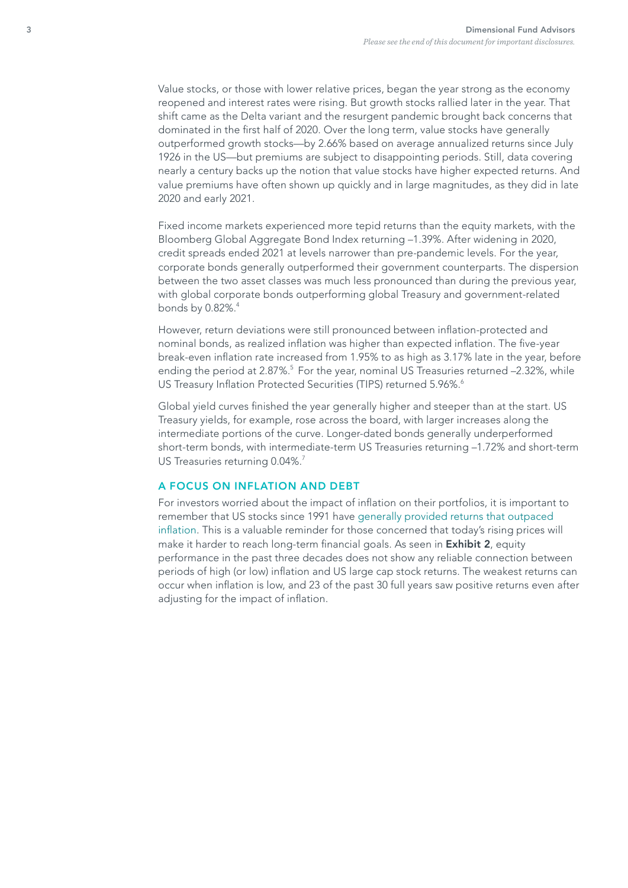Value stocks, or those with lower relative prices, began the year strong as the economy reopened and interest rates were rising. But growth stocks rallied later in the year. That shift came as the Delta variant and the resurgent pandemic brought back concerns that dominated in the first half of 2020. Over the long term, value stocks have generally outperformed growth stocks—by 2.66% based on average annualized returns since July 1926 in the US—but premiums are subject to disappointing periods. Still, data covering nearly a century backs up the notion that value stocks have higher expected returns. And value premiums have often shown up quickly and in large magnitudes, as they did in late 2020 and early 2021.

Fixed income markets experienced more tepid returns than the equity markets, with the Bloomberg Global Aggregate Bond Index returning –1.39%. After widening in 2020, credit spreads ended 2021 at levels narrower than pre-pandemic levels. For the year, corporate bonds generally outperformed their government counterparts. The dispersion between the two asset classes was much less pronounced than during the previous year, with global corporate bonds outperforming global Treasury and government-related bonds by 0.82%.[4]

However, return deviations were still pronounced between inflation-protected and nominal bonds, as realized inflation was higher than expected inflation. The five-year break-even inflation rate increased from 1.95% to as high as 3.17% late in the year, before ending the period at 2.87%.[5] For the year, nominal US Treasuries returned –2.32%, while US Treasury Inflation Protected Securities (TIPS) returned 5.96%.[6]

Global yield curves finished the year generally higher and steeper than at the start. US Treasury yields, for example, rose across the board, with larger increases along the intermediate portions of the curve. Longer-dated bonds generally underperformed short-term bonds, with intermediate-term US Treasuries returning –1.72% and short-term US Treasuries returning 0.04%.[7]

## A FOCUS ON INFLATION AND DEBT

For investors worried about the impact of inflation on their portfolios, it is important to remember that US stocks since 1991 have generally provided returns that outpaced inflation. This is a valuable reminder for those concerned that today's rising prices will make it harder to reach long-term financial goals. As seen in **Exhibit 2**, equity performance in the past three decades does not show any reliable connection between periods of high (or low) inflation and US large cap stock returns. The weakest returns can occur when inflation is low, and 23 of the past 30 full years saw positive returns even after adjusting for the impact of inflation.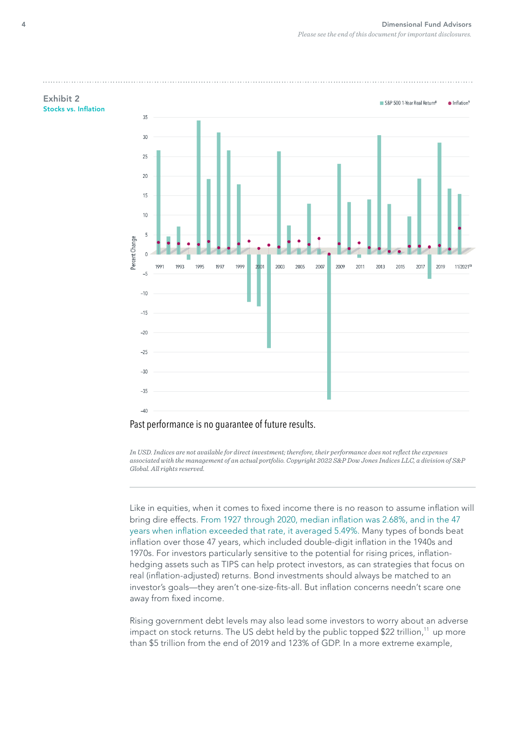### Exhibit 2
**Stocks vs. Inflation**

S&P 500 1-Year Real Return[8] ● Inflation[9]

Past performance is no guarantee of future results.

*In USD. Indices are not available for direct investment; therefore, their performance does not reflect the expenses associated with the management of an actual portfolio. Copyright 2022 S&P Dow Jones Indices LLC, a division of S&P Global. All rights reserved.*

---

Like in equities, when it comes to fixed income there is no reason to assume inflation will bring dire effects. From 1927 through 2020, median inflation was 2.68%, and in the 47 years when inflation exceeded that rate, it averaged 5.49%. Many types of bonds beat inflation over those 47 years, which included double-digit inflation in the 1940s and 1970s. For investors particularly sensitive to the potential for rising prices, inflation-hedging assets such as TIPS can help protect investors, as can strategies that focus on real (inflation-adjusted) returns. Bond investments should always be matched to an investor's goals—they aren't one-size-fits-all. But inflation concerns needn't scare one away from fixed income.

Rising government debt levels may also lead some investors to worry about an adverse impact on stock returns. The US debt held by the public topped $22 trillion,[11] up more than $5 trillion from the end of 2019 and 123% of GDP. In a more extreme example,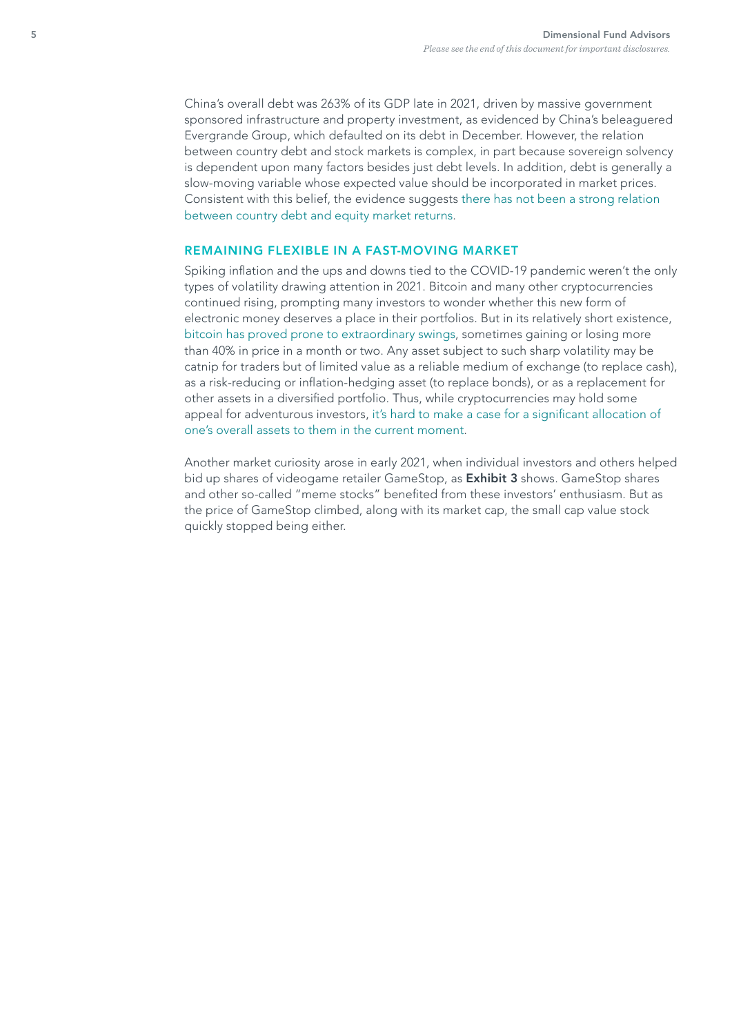China's overall debt was 263% of its GDP late in 2021, driven by massive government sponsored infrastructure and property investment, as evidenced by China's beleaguered Evergrande Group, which defaulted on its debt in December. However, the relation between country debt and stock markets is complex, in part because sovereign solvency is dependent upon many factors besides just debt levels. In addition, debt is generally a slow-moving variable whose expected value should be incorporated in market prices. Consistent with this belief, the evidence suggests there has not been a strong relation between country debt and equity market returns.

## REMAINING FLEXIBLE IN A FAST-MOVING MARKET

Spiking inflation and the ups and downs tied to the COVID-19 pandemic weren't the only types of volatility drawing attention in 2021. Bitcoin and many other cryptocurrencies continued rising, prompting many investors to wonder whether this new form of electronic money deserves a place in their portfolios. But in its relatively short existence, bitcoin has proved prone to extraordinary swings, sometimes gaining or losing more than 40% in price in a month or two. Any asset subject to such sharp volatility may be catnip for traders but of limited value as a reliable medium of exchange (to replace cash), as a risk-reducing or inflation-hedging asset (to replace bonds), or as a replacement for other assets in a diversified portfolio. Thus, while cryptocurrencies may hold some appeal for adventurous investors, it's hard to make a case for a significant allocation of one's overall assets to them in the current moment.

Another market curiosity arose in early 2021, when individual investors and others helped bid up shares of videogame retailer GameStop, as **Exhibit 3** shows. GameStop shares and other so-called "meme stocks" benefited from these investors' enthusiasm. But as the price of GameStop climbed, along with its market cap, the small cap value stock quickly stopped being either.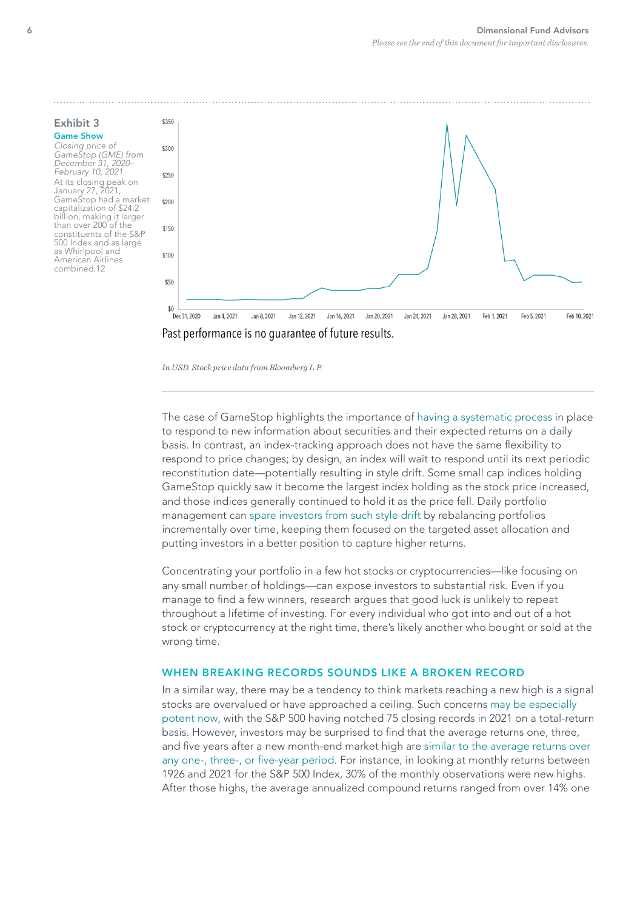**Exhibit 3**

**Game Show**

*Closing price of GameStop (GME) from December 31, 2020–February 10, 2021*

At its closing peak on January 27, 2021, GameStop had a market capitalization of $24.2 billion, making it larger than over 200 of the constituents of the S&P 500 Index and as large as Whirlpool and American Airlines combined.12

Past performance is no guarantee of future results.

*In USD. Stock price data from Bloomberg L.P.*

The case of GameStop highlights the importance of having a systematic process in place to respond to new information about securities and their expected returns on a daily basis. In contrast, an index-tracking approach does not have the same flexibility to respond to price changes; by design, an index will wait to respond until its next periodic reconstitution date—potentially resulting in style drift. Some small cap indices holding GameStop quickly saw it become the largest index holding as the stock price increased, and those indices generally continued to hold it as the price fell. Daily portfolio management can spare investors from such style drift by rebalancing portfolios incrementally over time, keeping them focused on the targeted asset allocation and putting investors in a better position to capture higher returns.

Concentrating your portfolio in a few hot stocks or cryptocurrencies—like focusing on any small number of holdings—can expose investors to substantial risk. Even if you manage to find a few winners, research argues that good luck is unlikely to repeat throughout a lifetime of investing. For every individual who got into and out of a hot stock or cryptocurrency at the right time, there's likely another who bought or sold at the wrong time.

## WHEN BREAKING RECORDS SOUNDS LIKE A BROKEN RECORD

In a similar way, there may be a tendency to think markets reaching a new high is a signal stocks are overvalued or have approached a ceiling. Such concerns may be especially potent now, with the S&P 500 having notched 75 closing records in 2021 on a total-return basis. However, investors may be surprised to find that the average returns one, three, and five years after a new month-end market high are similar to the average returns over any one-, three-, or five-year period. For instance, in looking at monthly returns between 1926 and 2021 for the S&P 500 Index, 30% of the monthly observations were new highs. After those highs, the average annualized compound returns ranged from over 14% one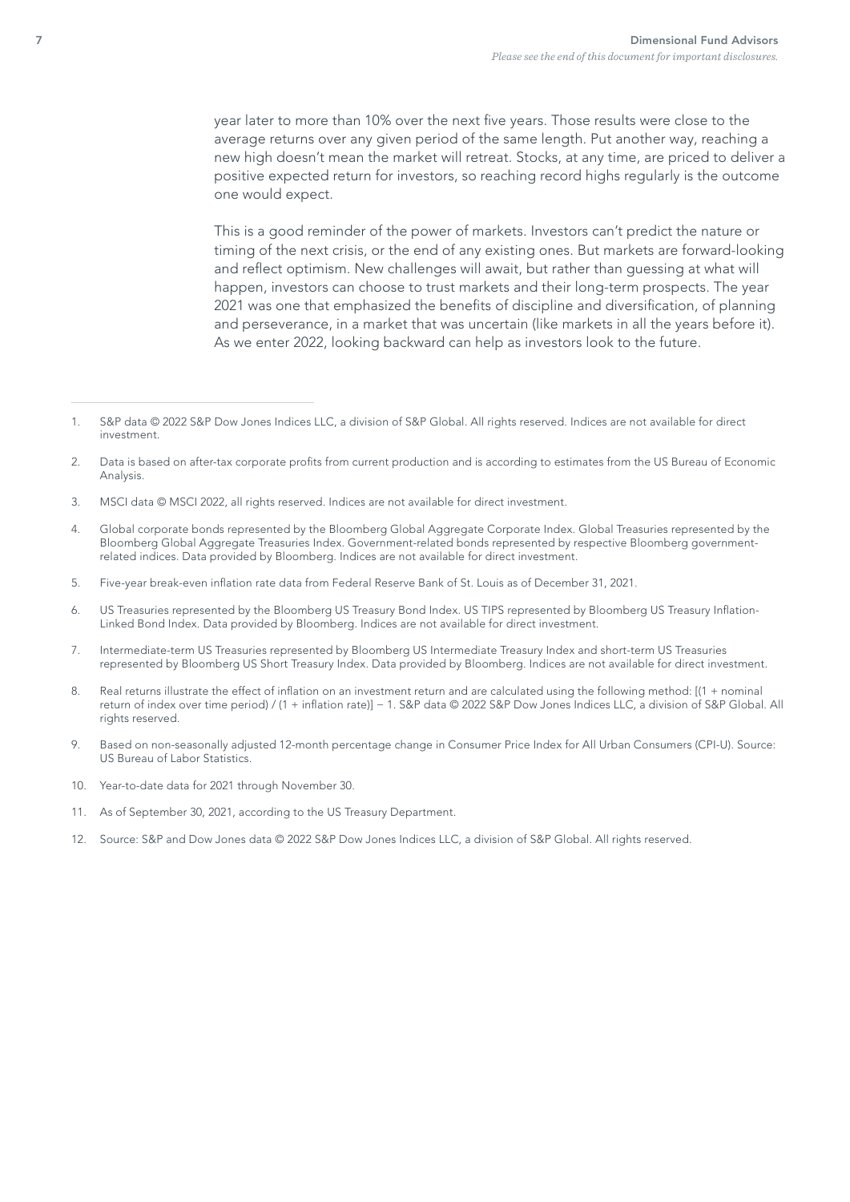year later to more than 10% over the next five years. Those results were close to the average returns over any given period of the same length. Put another way, reaching a new high doesn't mean the market will retreat. Stocks, at any time, are priced to deliver a positive expected return for investors, so reaching record highs regularly is the outcome one would expect.

This is a good reminder of the power of markets. Investors can't predict the nature or timing of the next crisis, or the end of any existing ones. But markets are forward-looking and reflect optimism. New challenges will await, but rather than guessing at what will happen, investors can choose to trust markets and their long-term prospects. The year 2021 was one that emphasized the benefits of discipline and diversification, of planning and perseverance, in a market that was uncertain (like markets in all the years before it). As we enter 2022, looking backward can help as investors look to the future.

---

1. S&P data © 2022 S&P Dow Jones Indices LLC, a division of S&P Global. All rights reserved. Indices are not available for direct investment.
2. Data is based on after-tax corporate profits from current production and is according to estimates from the US Bureau of Economic Analysis.
3. MSCI data © MSCI 2022, all rights reserved. Indices are not available for direct investment.
4. Global corporate bonds represented by the Bloomberg Global Aggregate Corporate Index. Global Treasuries represented by the Bloomberg Global Aggregate Treasuries Index. Government-related bonds represented by respective Bloomberg government-related indices. Data provided by Bloomberg. Indices are not available for direct investment.
5. Five-year break-even inflation rate data from Federal Reserve Bank of St. Louis as of December 31, 2021.
6. US Treasuries represented by the Bloomberg US Treasury Bond Index. US TIPS represented by Bloomberg US Treasury Inflation-Linked Bond Index. Data provided by Bloomberg. Indices are not available for direct investment.
7. Intermediate-term US Treasuries represented by Bloomberg US Intermediate Treasury Index and short-term US Treasuries represented by Bloomberg US Short Treasury Index. Data provided by Bloomberg. Indices are not available for direct investment.
8. Real returns illustrate the effect of inflation on an investment return and are calculated using the following method: [(1 + nominal return of index over time period) / (1 + inflation rate)] − 1. S&P data © 2022 S&P Dow Jones Indices LLC, a division of S&P Global. All rights reserved.
9. Based on non-seasonally adjusted 12-month percentage change in Consumer Price Index for All Urban Consumers (CPI-U). Source: US Bureau of Labor Statistics.
10. Year-to-date data for 2021 through November 30.
11. As of September 30, 2021, according to the US Treasury Department.
12. Source: S&P and Dow Jones data © 2022 S&P Dow Jones Indices LLC, a division of S&P Global. All rights reserved.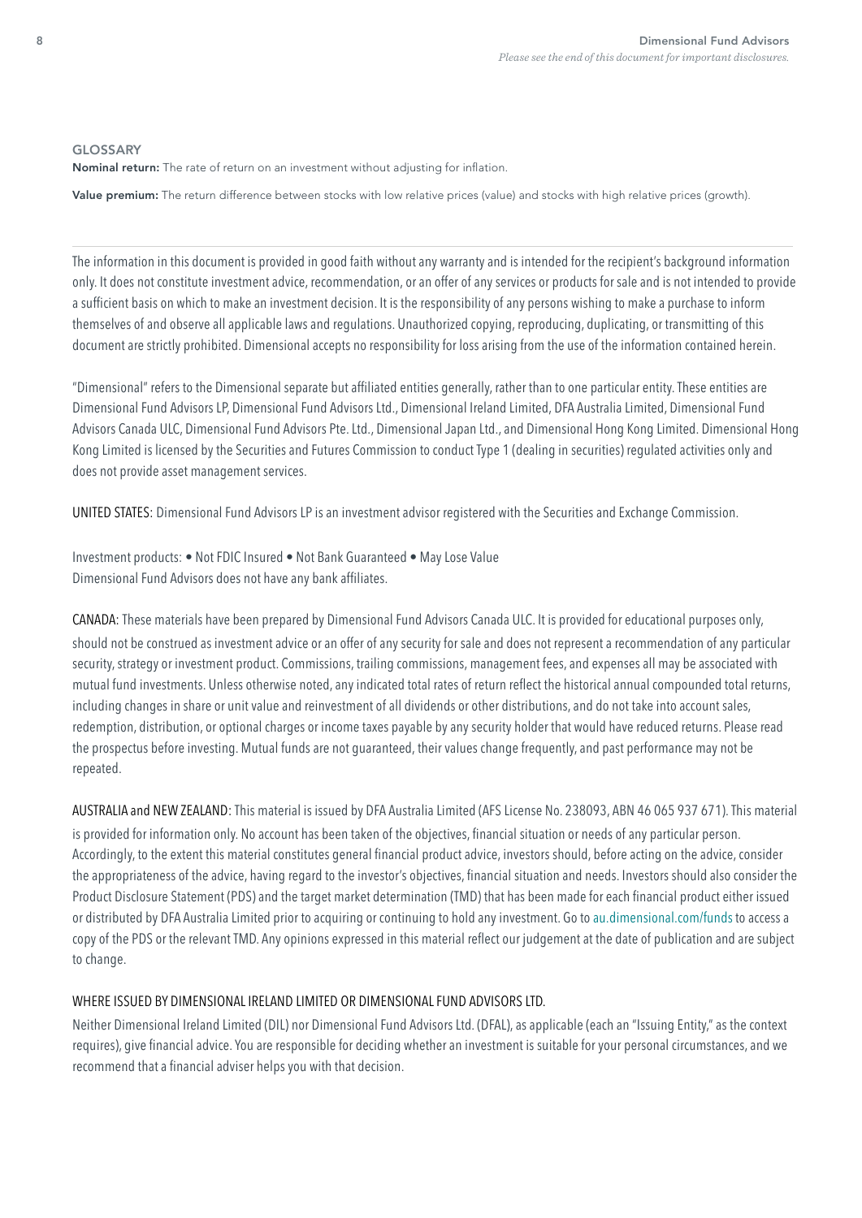## GLOSSARY

**Nominal return:** The rate of return on an investment without adjusting for inflation.

**Value premium:** The return difference between stocks with low relative prices (value) and stocks with high relative prices (growth).

---

The information in this document is provided in good faith without any warranty and is intended for the recipient's background information only. It does not constitute investment advice, recommendation, or an offer of any services or products for sale and is not intended to provide a sufficient basis on which to make an investment decision. It is the responsibility of any persons wishing to make a purchase to inform themselves of and observe all applicable laws and regulations. Unauthorized copying, reproducing, duplicating, or transmitting of this document are strictly prohibited. Dimensional accepts no responsibility for loss arising from the use of the information contained herein.

"Dimensional" refers to the Dimensional separate but affiliated entities generally, rather than to one particular entity. These entities are Dimensional Fund Advisors LP, Dimensional Fund Advisors Ltd., Dimensional Ireland Limited, DFA Australia Limited, Dimensional Fund Advisors Canada ULC, Dimensional Fund Advisors Pte. Ltd., Dimensional Japan Ltd., and Dimensional Hong Kong Limited. Dimensional Hong Kong Limited is licensed by the Securities and Futures Commission to conduct Type 1 (dealing in securities) regulated activities only and does not provide asset management services.

UNITED STATES: Dimensional Fund Advisors LP is an investment advisor registered with the Securities and Exchange Commission.

Investment products: • Not FDIC Insured • Not Bank Guaranteed • May Lose Value
Dimensional Fund Advisors does not have any bank affiliates.

CANADA: These materials have been prepared by Dimensional Fund Advisors Canada ULC. It is provided for educational purposes only, should not be construed as investment advice or an offer of any security for sale and does not represent a recommendation of any particular security, strategy or investment product. Commissions, trailing commissions, management fees, and expenses all may be associated with mutual fund investments. Unless otherwise noted, any indicated total rates of return reflect the historical annual compounded total returns, including changes in share or unit value and reinvestment of all dividends or other distributions, and do not take into account sales, redemption, distribution, or optional charges or income taxes payable by any security holder that would have reduced returns. Please read the prospectus before investing. Mutual funds are not guaranteed, their values change frequently, and past performance may not be repeated.

AUSTRALIA and NEW ZEALAND: This material is issued by DFA Australia Limited (AFS License No. 238093, ABN 46 065 937 671). This material is provided for information only. No account has been taken of the objectives, financial situation or needs of any particular person. Accordingly, to the extent this material constitutes general financial product advice, investors should, before acting on the advice, consider the appropriateness of the advice, having regard to the investor's objectives, financial situation and needs. Investors should also consider the Product Disclosure Statement (PDS) and the target market determination (TMD) that has been made for each financial product either issued or distributed by DFA Australia Limited prior to acquiring or continuing to hold any investment. Go to au.dimensional.com/funds to access a copy of the PDS or the relevant TMD. Any opinions expressed in this material reflect our judgement at the date of publication and are subject to change.

WHERE ISSUED BY DIMENSIONAL IRELAND LIMITED OR DIMENSIONAL FUND ADVISORS LTD.

Neither Dimensional Ireland Limited (DIL) nor Dimensional Fund Advisors Ltd. (DFAL), as applicable (each an "Issuing Entity," as the context requires), give financial advice. You are responsible for deciding whether an investment is suitable for your personal circumstances, and we recommend that a financial adviser helps you with that decision.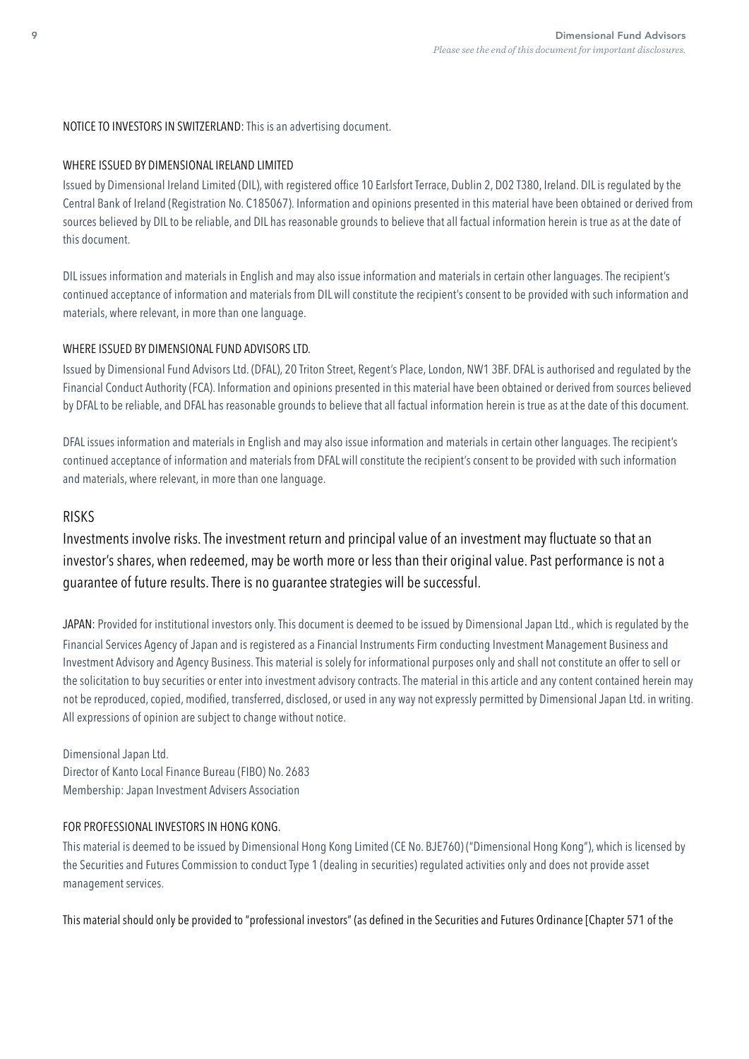NOTICE TO INVESTORS IN SWITZERLAND: This is an advertising document.

WHERE ISSUED BY DIMENSIONAL IRELAND LIMITED

Issued by Dimensional Ireland Limited (DIL), with registered office 10 Earlsfort Terrace, Dublin 2, D02 T380, Ireland. DIL is regulated by the Central Bank of Ireland (Registration No. C185067). Information and opinions presented in this material have been obtained or derived from sources believed by DIL to be reliable, and DIL has reasonable grounds to believe that all factual information herein is true as at the date of this document.

DIL issues information and materials in English and may also issue information and materials in certain other languages. The recipient's continued acceptance of information and materials from DIL will constitute the recipient's consent to be provided with such information and materials, where relevant, in more than one language.

WHERE ISSUED BY DIMENSIONAL FUND ADVISORS LTD.

Issued by Dimensional Fund Advisors Ltd. (DFAL), 20 Triton Street, Regent's Place, London, NW1 3BF. DFAL is authorised and regulated by the Financial Conduct Authority (FCA). Information and opinions presented in this material have been obtained or derived from sources believed by DFAL to be reliable, and DFAL has reasonable grounds to believe that all factual information herein is true as at the date of this document.

DFAL issues information and materials in English and may also issue information and materials in certain other languages. The recipient's continued acceptance of information and materials from DFAL will constitute the recipient's consent to be provided with such information and materials, where relevant, in more than one language.

## RISKS

Investments involve risks. The investment return and principal value of an investment may fluctuate so that an investor's shares, when redeemed, may be worth more or less than their original value. Past performance is not a guarantee of future results. There is no guarantee strategies will be successful.

JAPAN: Provided for institutional investors only. This document is deemed to be issued by Dimensional Japan Ltd., which is regulated by the Financial Services Agency of Japan and is registered as a Financial Instruments Firm conducting Investment Management Business and Investment Advisory and Agency Business. This material is solely for informational purposes only and shall not constitute an offer to sell or the solicitation to buy securities or enter into investment advisory contracts. The material in this article and any content contained herein may not be reproduced, copied, modified, transferred, disclosed, or used in any way not expressly permitted by Dimensional Japan Ltd. in writing. All expressions of opinion are subject to change without notice.

Dimensional Japan Ltd.
Director of Kanto Local Finance Bureau (FIBO) No. 2683
Membership: Japan Investment Advisers Association

FOR PROFESSIONAL INVESTORS IN HONG KONG.

This material is deemed to be issued by Dimensional Hong Kong Limited (CE No. BJE760) ("Dimensional Hong Kong"), which is licensed by the Securities and Futures Commission to conduct Type 1 (dealing in securities) regulated activities only and does not provide asset management services.

This material should only be provided to "professional investors" (as defined in the Securities and Futures Ordinance [Chapter 571 of the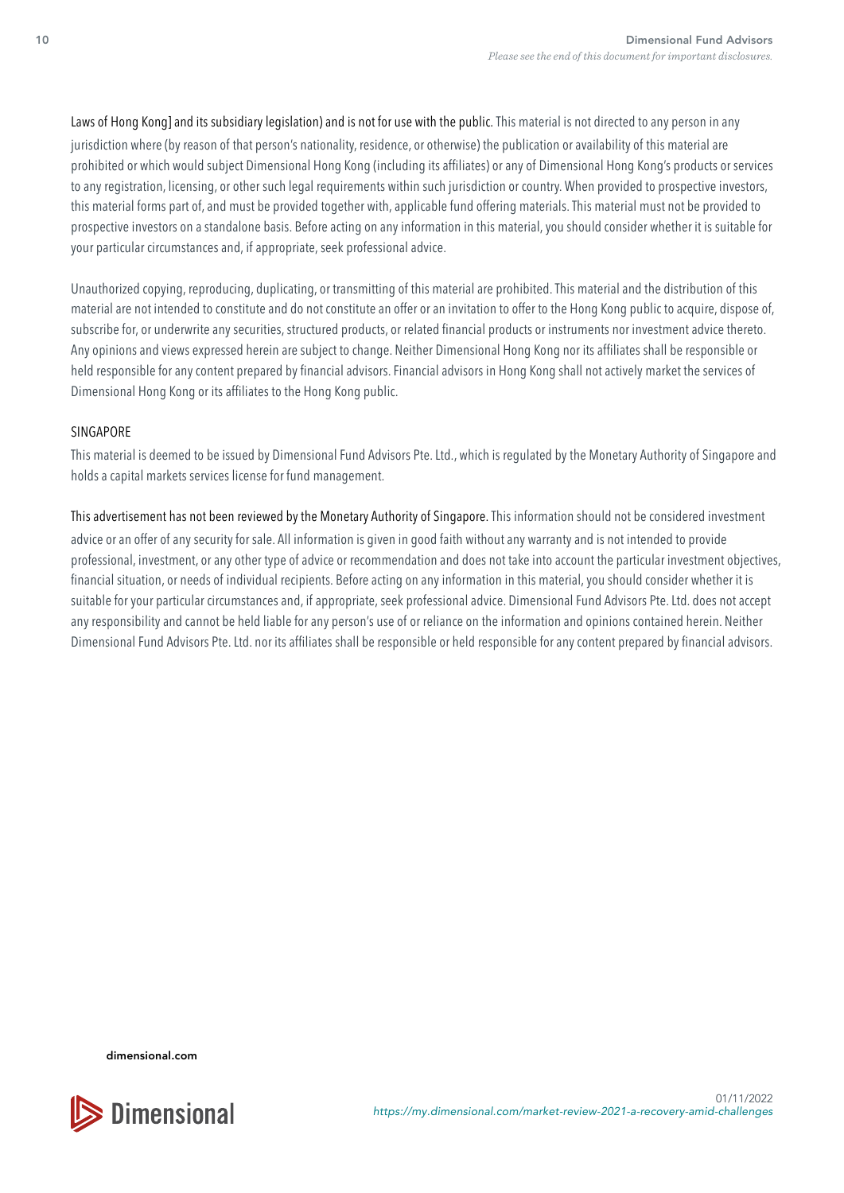Laws of Hong Kong] and its subsidiary legislation) and is not for use with the public. This material is not directed to any person in any jurisdiction where (by reason of that person's nationality, residence, or otherwise) the publication or availability of this material are prohibited or which would subject Dimensional Hong Kong (including its affiliates) or any of Dimensional Hong Kong's products or services to any registration, licensing, or other such legal requirements within such jurisdiction or country. When provided to prospective investors, this material forms part of, and must be provided together with, applicable fund offering materials. This material must not be provided to prospective investors on a standalone basis. Before acting on any information in this material, you should consider whether it is suitable for your particular circumstances and, if appropriate, seek professional advice.

Unauthorized copying, reproducing, duplicating, or transmitting of this material are prohibited. This material and the distribution of this material are not intended to constitute and do not constitute an offer or an invitation to offer to the Hong Kong public to acquire, dispose of, subscribe for, or underwrite any securities, structured products, or related financial products or instruments nor investment advice thereto. Any opinions and views expressed herein are subject to change. Neither Dimensional Hong Kong nor its affiliates shall be responsible or held responsible for any content prepared by financial advisors. Financial advisors in Hong Kong shall not actively market the services of Dimensional Hong Kong or its affiliates to the Hong Kong public.

SINGAPORE

This material is deemed to be issued by Dimensional Fund Advisors Pte. Ltd., which is regulated by the Monetary Authority of Singapore and holds a capital markets services license for fund management.

This advertisement has not been reviewed by the Monetary Authority of Singapore. This information should not be considered investment advice or an offer of any security for sale. All information is given in good faith without any warranty and is not intended to provide professional, investment, or any other type of advice or recommendation and does not take into account the particular investment objectives, financial situation, or needs of individual recipients. Before acting on any information in this material, you should consider whether it is suitable for your particular circumstances and, if appropriate, seek professional advice. Dimensional Fund Advisors Pte. Ltd. does not accept any responsibility and cannot be held liable for any person's use of or reliance on the information and opinions contained herein. Neither Dimensional Fund Advisors Pte. Ltd. nor its affiliates shall be responsible or held responsible for any content prepared by financial advisors.